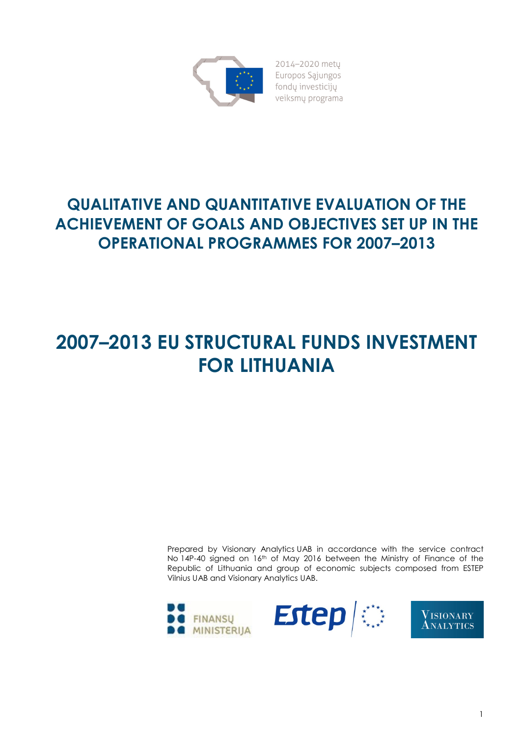2014–2020 metų
Europos Sąjungos
fondų investicijų
veiksmų programa

# QUALITATIVE AND QUANTITATIVE EVALUATION OF THE ACHIEVEMENT OF GOALS AND OBJECTIVES SET UP IN THE OPERATIONAL PROGRAMMES FOR 2007–2013

# 2007–2013 EU STRUCTURAL FUNDS INVESTMENT FOR LITHUANIA

Prepared by Visionary Analytics UAB in accordance with the service contract No 14P-40 signed on 16th of May 2016 between the Ministry of Finance of the Republic of Lithuania and group of economic subjects composed from ESTEP Vilnius UAB and Visionary Analytics UAB.

FINANSŲ MINISTERIJA

Estep

Visionary Analytics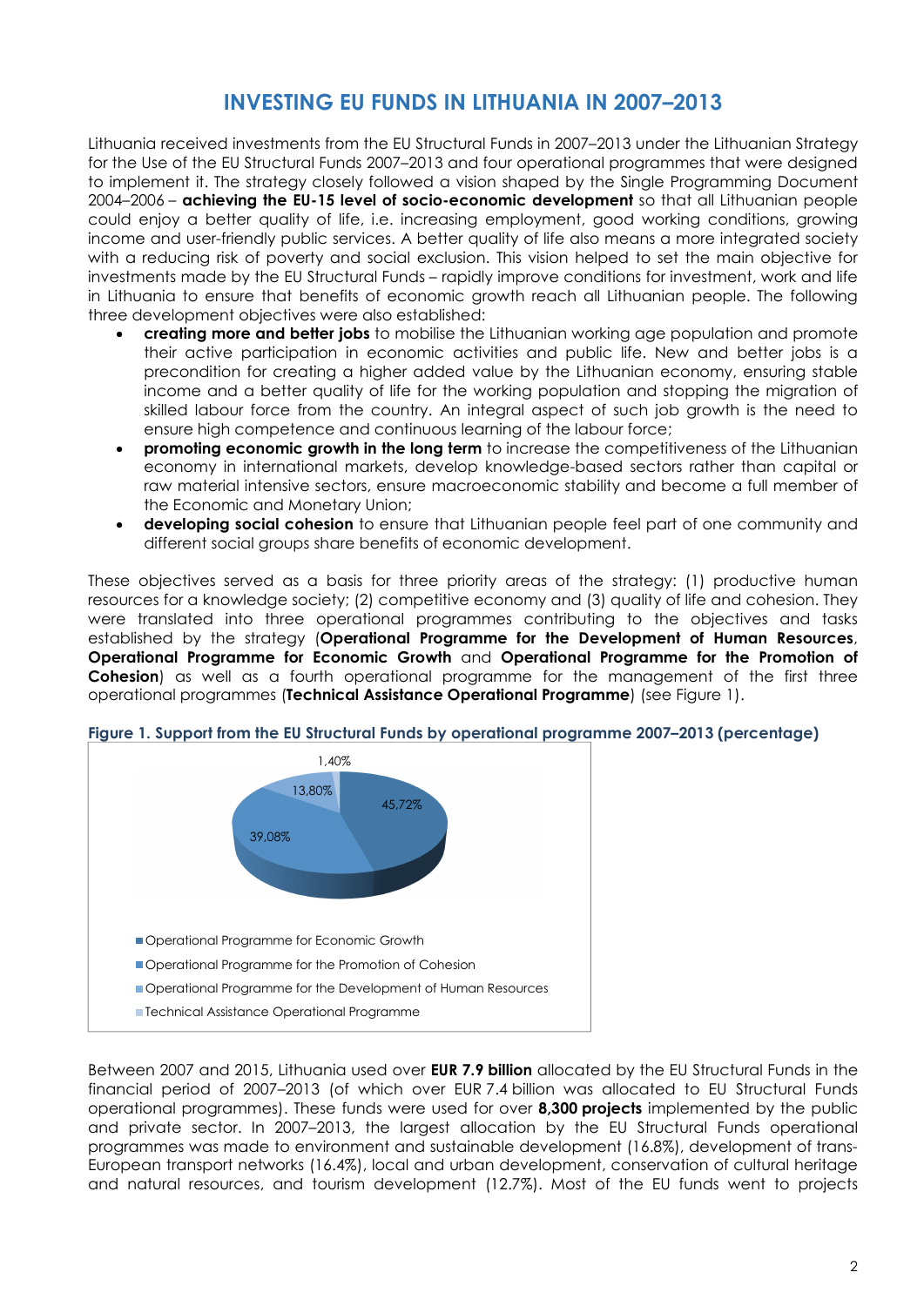# INVESTING EU FUNDS IN LITHUANIA IN 2007–2013

Lithuania received investments from the EU Structural Funds in 2007–2013 under the Lithuanian Strategy for the Use of the EU Structural Funds 2007–2013 and four operational programmes that were designed to implement it. The strategy closely followed a vision shaped by the Single Programming Document 2004–2006 – **achieving the EU-15 level of socio-economic development** so that all Lithuanian people could enjoy a better quality of life, i.e. increasing employment, good working conditions, growing income and user-friendly public services. A better quality of life also means a more integrated society with a reducing risk of poverty and social exclusion. This vision helped to set the main objective for investments made by the EU Structural Funds – rapidly improve conditions for investment, work and life in Lithuania to ensure that benefits of economic growth reach all Lithuanian people. The following three development objectives were also established:

- **creating more and better jobs** to mobilise the Lithuanian working age population and promote their active participation in economic activities and public life. New and better jobs is a precondition for creating a higher added value by the Lithuanian economy, ensuring stable income and a better quality of life for the working population and stopping the migration of skilled labour force from the country. An integral aspect of such job growth is the need to ensure high competence and continuous learning of the labour force;
- **promoting economic growth in the long term** to increase the competitiveness of the Lithuanian economy in international markets, develop knowledge-based sectors rather than capital or raw material intensive sectors, ensure macroeconomic stability and become a full member of the Economic and Monetary Union;
- **developing social cohesion** to ensure that Lithuanian people feel part of one community and different social groups share benefits of economic development.

These objectives served as a basis for three priority areas of the strategy: (1) productive human resources for a knowledge society; (2) competitive economy and (3) quality of life and cohesion. They were translated into three operational programmes contributing to the objectives and tasks established by the strategy (**Operational Programme for the Development of Human Resources**, **Operational Programme for Economic Growth** and **Operational Programme for the Promotion of Cohesion**) as well as a fourth operational programme for the management of the first three operational programmes (**Technical Assistance Operational Programme**) (see Figure 1).

**Figure 1. Support from the EU Structural Funds by operational programme 2007–2013 (percentage)**

| Operational programme | Share |
|---|---|
| Operational Programme for Economic Growth | 45,72% |
| Operational Programme for the Promotion of Cohesion | 39,08% |
| Operational Programme for the Development of Human Resources | 13,80% |
| Technical Assistance Operational Programme | 1,40% |

Between 2007 and 2015, Lithuania used over **EUR 7.9 billion** allocated by the EU Structural Funds in the financial period of 2007–2013 (of which over EUR 7.4 billion was allocated to EU Structural Funds operational programmes). These funds were used for over **8,300 projects** implemented by the public and private sector. In 2007–2013, the largest allocation by the EU Structural Funds operational programmes was made to environment and sustainable development (16.8%), development of trans-European transport networks (16.4%), local and urban development, conservation of cultural heritage and natural resources, and tourism development (12.7%). Most of the EU funds went to projects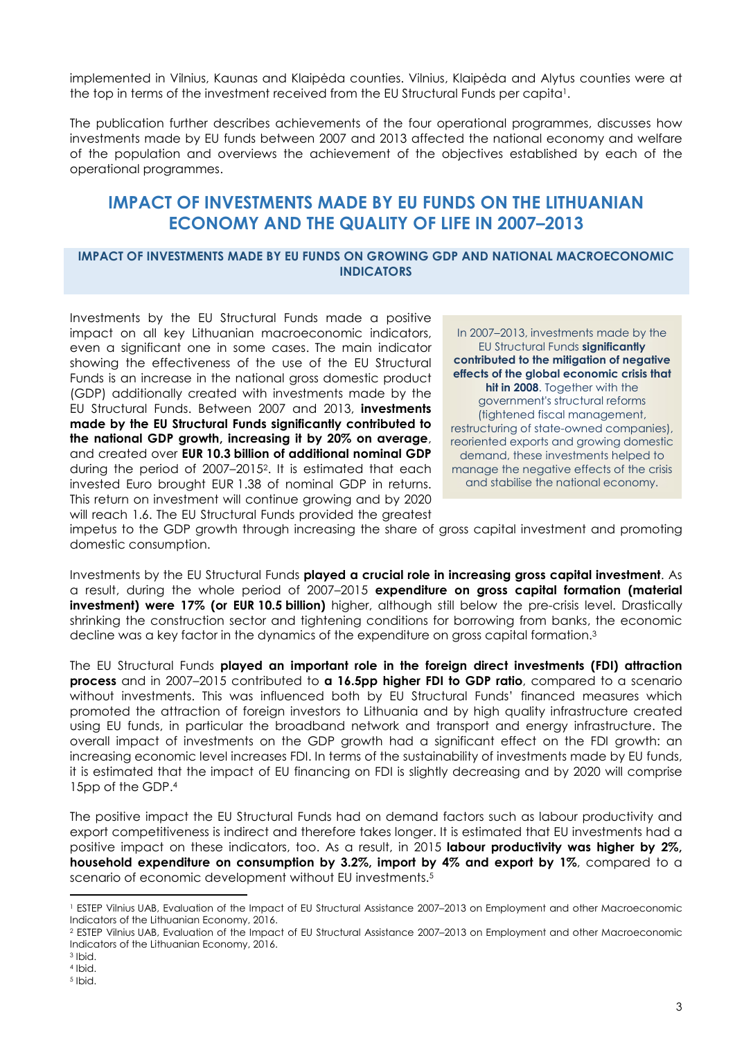implemented in Vilnius, Kaunas and Klaipėda counties. Vilnius, Klaipėda and Alytus counties were at the top in terms of the investment received from the EU Structural Funds per capita[1].

The publication further describes achievements of the four operational programmes, discusses how investments made by EU funds between 2007 and 2013 affected the national economy and welfare of the population and overviews the achievement of the objectives established by each of the operational programmes.

# IMPACT OF INVESTMENTS MADE BY EU FUNDS ON THE LITHUANIAN ECONOMY AND THE QUALITY OF LIFE IN 2007–2013

## IMPACT OF INVESTMENTS MADE BY EU FUNDS ON GROWING GDP AND NATIONAL MACROECONOMIC INDICATORS

> In 2007–2013, investments made by the EU Structural Funds **significantly contributed to the mitigation of negative effects of the global economic crisis that hit in 2008**. Together with the government's structural reforms (tightened fiscal management, restructuring of state-owned companies), reoriented exports and growing domestic demand, these investments helped to manage the negative effects of the crisis and stabilise the national economy.

Investments by the EU Structural Funds made a positive impact on all key Lithuanian macroeconomic indicators, even a significant one in some cases. The main indicator showing the effectiveness of the use of the EU Structural Funds is an increase in the national gross domestic product (GDP) additionally created with investments made by the EU Structural Funds. Between 2007 and 2013, **investments made by the EU Structural Funds significantly contributed to the national GDP growth, increasing it by 20% on average**, and created over **EUR 10.3 billion of additional nominal GDP** during the period of 2007–2015[2]. It is estimated that each invested Euro brought EUR 1.38 of nominal GDP in returns. This return on investment will continue growing and by 2020 will reach 1.6. The EU Structural Funds provided the greatest impetus to the GDP growth through increasing the share of gross capital investment and promoting domestic consumption.

Investments by the EU Structural Funds **played a crucial role in increasing gross capital investment**. As a result, during the whole period of 2007–2015 **expenditure on gross capital formation (material investment) were 17% (or EUR 10.5 billion)** higher, although still below the pre-crisis level. Drastically shrinking the construction sector and tightening conditions for borrowing from banks, the economic decline was a key factor in the dynamics of the expenditure on gross capital formation.[3]

The EU Structural Funds **played an important role in the foreign direct investments (FDI) attraction process** and in 2007–2015 contributed to **a 16.5pp higher FDI to GDP ratio**, compared to a scenario without investments. This was influenced both by EU Structural Funds' financed measures which promoted the attraction of foreign investors to Lithuania and by high quality infrastructure created using EU funds, in particular the broadband network and transport and energy infrastructure. The overall impact of investments on the GDP growth had a significant effect on the FDI growth: an increasing economic level increases FDI. In terms of the sustainability of investments made by EU funds, it is estimated that the impact of EU financing on FDI is slightly decreasing and by 2020 will comprise 15pp of the GDP.[4]

The positive impact the EU Structural Funds had on demand factors such as labour productivity and export competitiveness is indirect and therefore takes longer. It is estimated that EU investments had a positive impact on these indicators, too. As a result, in 2015 **labour productivity was higher by 2%, household expenditure on consumption by 3.2%, import by 4% and export by 1%**, compared to a scenario of economic development without EU investments.[5]

---

[1] ESTEP Vilnius UAB, Evaluation of the Impact of EU Structural Assistance 2007–2013 on Employment and other Macroeconomic Indicators of the Lithuanian Economy, 2016.

[2] ESTEP Vilnius UAB, Evaluation of the Impact of EU Structural Assistance 2007–2013 on Employment and other Macroeconomic Indicators of the Lithuanian Economy, 2016.

[3] Ibid.

[4] Ibid.

[5] Ibid.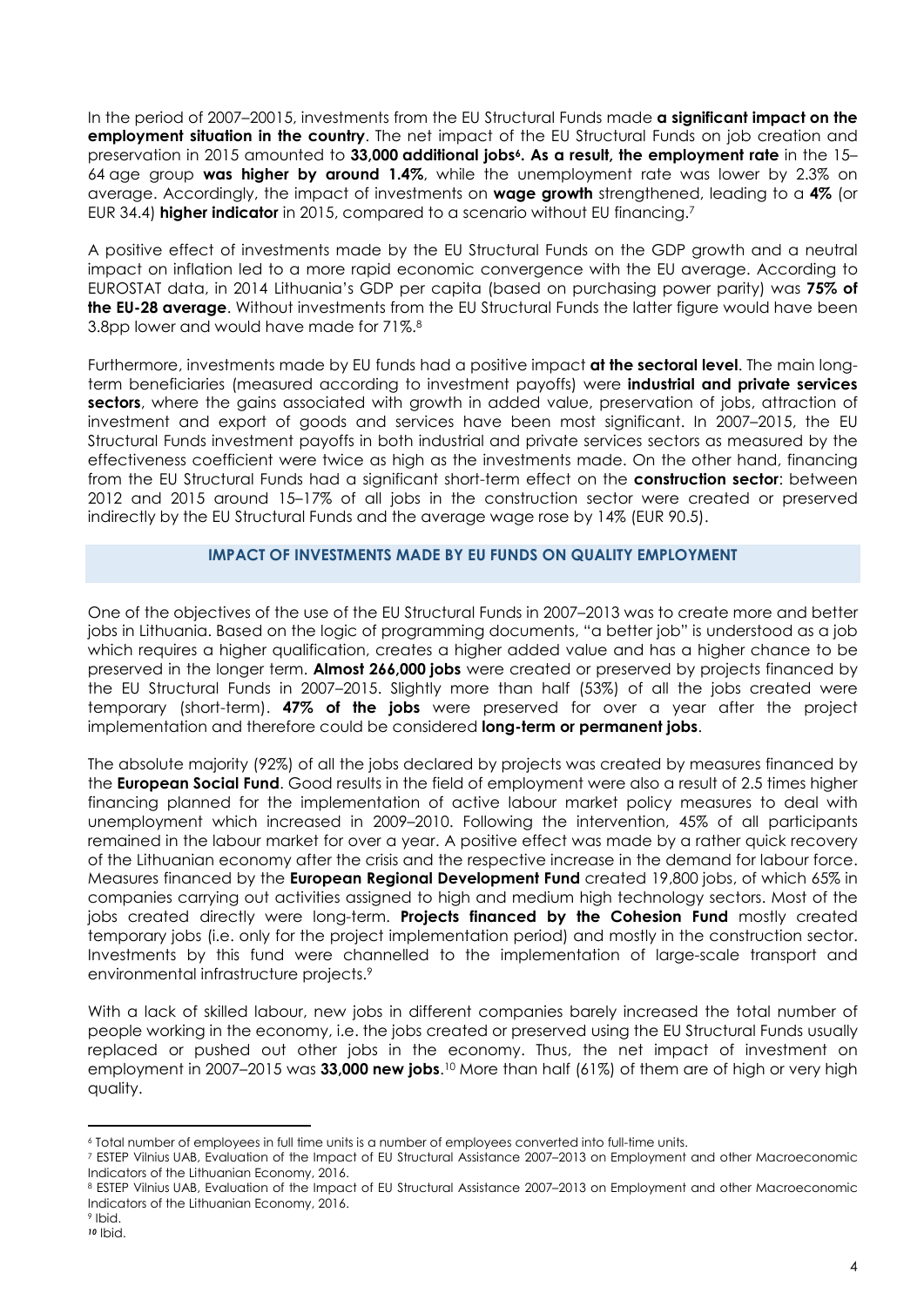In the period of 2007–20015, investments from the EU Structural Funds made **a significant impact on the employment situation in the country**. The net impact of the EU Structural Funds on job creation and preservation in 2015 amounted to **33,000 additional jobs**[6]**. As a result, the employment rate** in the 15–64 age group **was higher by around 1.4%**, while the unemployment rate was lower by 2.3% on average. Accordingly, the impact of investments on **wage growth** strengthened, leading to a **4%** (or EUR 34.4) **higher indicator** in 2015, compared to a scenario without EU financing.[7]

A positive effect of investments made by the EU Structural Funds on the GDP growth and a neutral impact on inflation led to a more rapid economic convergence with the EU average. According to EUROSTAT data, in 2014 Lithuania's GDP per capita (based on purchasing power parity) was **75% of the EU-28 average**. Without investments from the EU Structural Funds the latter figure would have been 3.8pp lower and would have made for 71%.[8]

Furthermore, investments made by EU funds had a positive impact **at the sectoral level**. The main long-term beneficiaries (measured according to investment payoffs) were **industrial and private services sectors**, where the gains associated with growth in added value, preservation of jobs, attraction of investment and export of goods and services have been most significant. In 2007–2015, the EU Structural Funds investment payoffs in both industrial and private services sectors as measured by the effectiveness coefficient were twice as high as the investments made. On the other hand, financing from the EU Structural Funds had a significant short-term effect on the **construction sector**: between 2012 and 2015 around 15–17% of all jobs in the construction sector were created or preserved indirectly by the EU Structural Funds and the average wage rose by 14% (EUR 90.5).

## IMPACT OF INVESTMENTS MADE BY EU FUNDS ON QUALITY EMPLOYMENT

One of the objectives of the use of the EU Structural Funds in 2007–2013 was to create more and better jobs in Lithuania. Based on the logic of programming documents, "a better job" is understood as a job which requires a higher qualification, creates a higher added value and has a higher chance to be preserved in the longer term. **Almost 266,000 jobs** were created or preserved by projects financed by the EU Structural Funds in 2007–2015. Slightly more than half (53%) of all the jobs created were temporary (short-term). **47% of the jobs** were preserved for over a year after the project implementation and therefore could be considered **long-term or permanent jobs**.

The absolute majority (92%) of all the jobs declared by projects was created by measures financed by the **European Social Fund**. Good results in the field of employment were also a result of 2.5 times higher financing planned for the implementation of active labour market policy measures to deal with unemployment which increased in 2009–2010. Following the intervention, 45% of all participants remained in the labour market for over a year. A positive effect was made by a rather quick recovery of the Lithuanian economy after the crisis and the respective increase in the demand for labour force. Measures financed by the **European Regional Development Fund** created 19,800 jobs, of which 65% in companies carrying out activities assigned to high and medium high technology sectors. Most of the jobs created directly were long-term. **Projects financed by the Cohesion Fund** mostly created temporary jobs (i.e. only for the project implementation period) and mostly in the construction sector. Investments by this fund were channelled to the implementation of large-scale transport and environmental infrastructure projects.[9]

With a lack of skilled labour, new jobs in different companies barely increased the total number of people working in the economy, i.e. the jobs created or preserved using the EU Structural Funds usually replaced or pushed out other jobs in the economy. Thus, the net impact of investment on employment in 2007–2015 was **33,000 new jobs**.[10] More than half (61%) of them are of high or very high quality.

---

[6] Total number of employees in full time units is a number of employees converted into full-time units.

[7] ESTEP Vilnius UAB, Evaluation of the Impact of EU Structural Assistance 2007–2013 on Employment and other Macroeconomic Indicators of the Lithuanian Economy, 2016.

[8] ESTEP Vilnius UAB, Evaluation of the Impact of EU Structural Assistance 2007–2013 on Employment and other Macroeconomic Indicators of the Lithuanian Economy, 2016.

[9] Ibid.

[10] Ibid.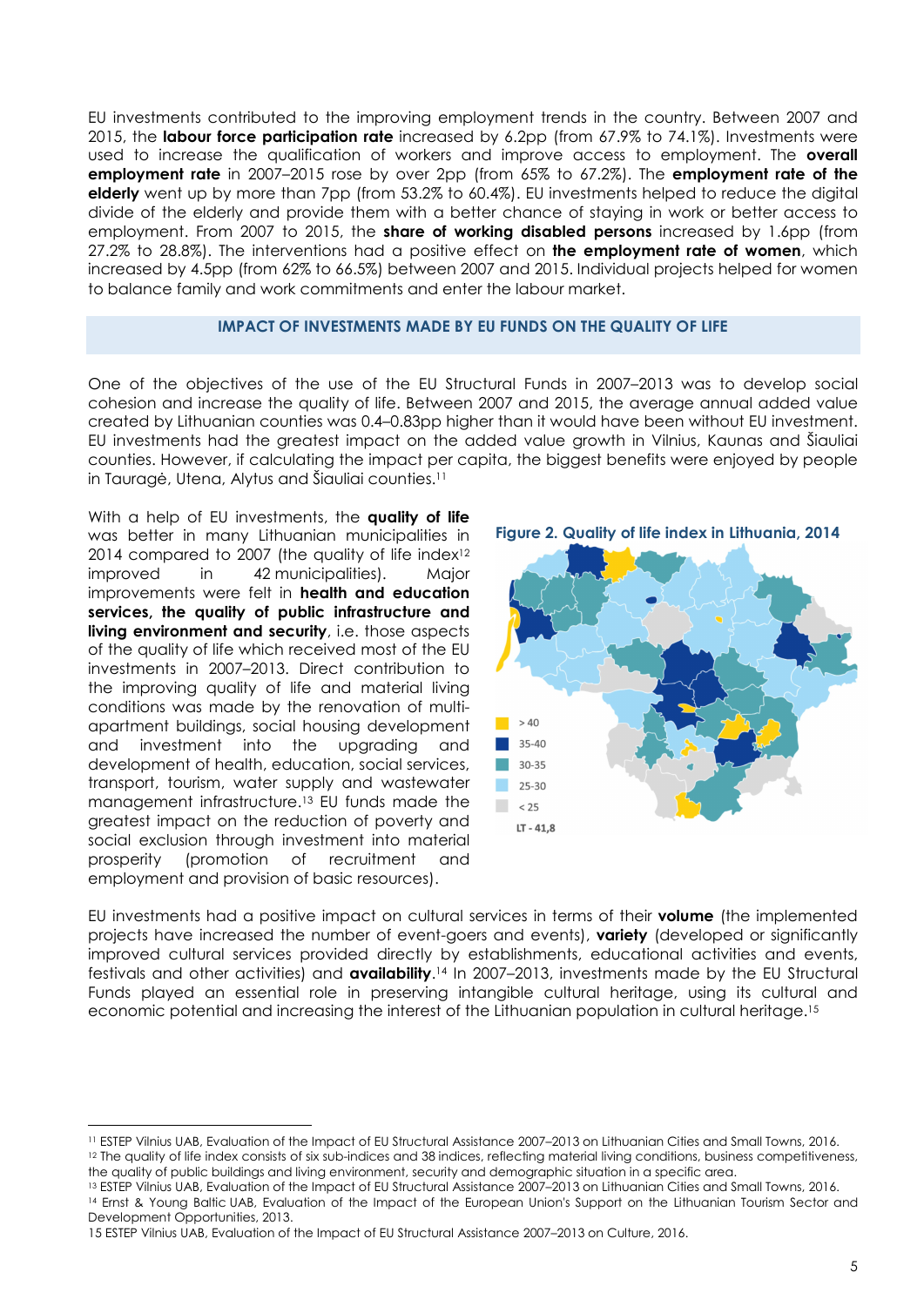EU investments contributed to the improving employment trends in the country. Between 2007 and 2015, the **labour force participation rate** increased by 6.2pp (from 67.9% to 74.1%). Investments were used to increase the qualification of workers and improve access to employment. The **overall employment rate** in 2007–2015 rose by over 2pp (from 65% to 67.2%). The **employment rate of the elderly** went up by more than 7pp (from 53.2% to 60.4%). EU investments helped to reduce the digital divide of the elderly and provide them with a better chance of staying in work or better access to employment. From 2007 to 2015, the **share of working disabled persons** increased by 1.6pp (from 27.2% to 28.8%). The interventions had a positive effect on **the employment rate of women**, which increased by 4.5pp (from 62% to 66.5%) between 2007 and 2015. Individual projects helped for women to balance family and work commitments and enter the labour market.

## IMPACT OF INVESTMENTS MADE BY EU FUNDS ON THE QUALITY OF LIFE

One of the objectives of the use of the EU Structural Funds in 2007–2013 was to develop social cohesion and increase the quality of life. Between 2007 and 2015, the average annual added value created by Lithuanian counties was 0.4–0.83pp higher than it would have been without EU investment. EU investments had the greatest impact on the added value growth in Vilnius, Kaunas and Šiauliai counties. However, if calculating the impact per capita, the biggest benefits were enjoyed by people in Tauragė, Utena, Alytus and Šiauliai counties.[11]

With a help of EU investments, the **quality of life** was better in many Lithuanian municipalities in 2014 compared to 2007 (the quality of life index[12] improved in 42 municipalities). Major improvements were felt in **health and education services, the quality of public infrastructure and living environment and security**, i.e. those aspects of the quality of life which received most of the EU investments in 2007–2013. Direct contribution to the improving quality of life and material living conditions was made by the renovation of multi-apartment buildings, social housing development and investment into the upgrading and development of health, education, social services, transport, tourism, water supply and wastewater management infrastructure.[13] EU funds made the greatest impact on the reduction of poverty and social exclusion through investment into material prosperity (promotion of recruitment and employment and provision of basic resources).

**Figure 2. Quality of life index in Lithuania, 2014**

> 40
35-40
30-35
25-30
< 25
LT - 41,8

EU investments had a positive impact on cultural services in terms of their **volume** (the implemented projects have increased the number of event-goers and events), **variety** (developed or significantly improved cultural services provided directly by establishments, educational activities and events, festivals and other activities) and **availability**.[14] In 2007–2013, investments made by the EU Structural Funds played an essential role in preserving intangible cultural heritage, using its cultural and economic potential and increasing the interest of the Lithuanian population in cultural heritage.[15]

---

[11] ESTEP Vilnius UAB, Evaluation of the Impact of EU Structural Assistance 2007–2013 on Lithuanian Cities and Small Towns, 2016.

[12] The quality of life index consists of six sub-indices and 38 indices, reflecting material living conditions, business competitiveness, the quality of public buildings and living environment, security and demographic situation in a specific area.

[13] ESTEP Vilnius UAB, Evaluation of the Impact of EU Structural Assistance 2007–2013 on Lithuanian Cities and Small Towns, 2016.

[14] Ernst & Young Baltic UAB, Evaluation of the Impact of the European Union's Support on the Lithuanian Tourism Sector and Development Opportunities, 2013.

[15] ESTEP Vilnius UAB, Evaluation of the Impact of EU Structural Assistance 2007–2013 on Culture, 2016.